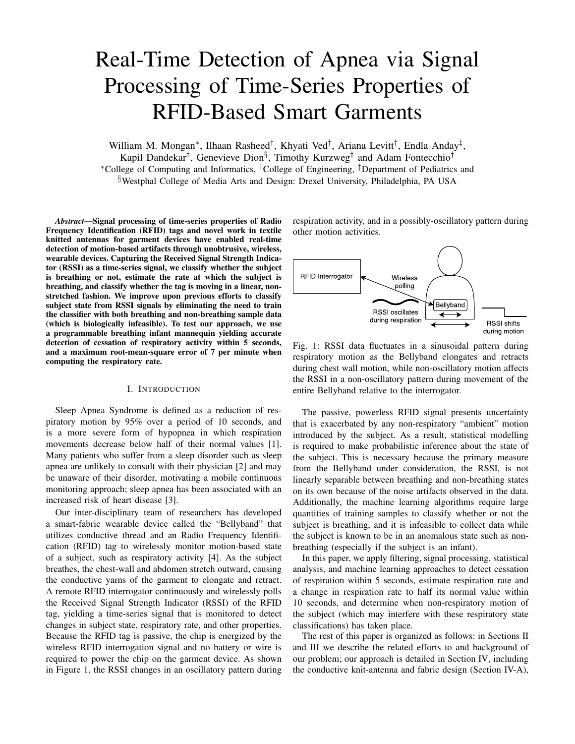# Real-Time Detection of Apnea via Signal Processing of Time-Series Properties of RFID-Based Smart Garments

William M. Mongan*, Ilhaan Rasheed†, Khyati Ved†, Ariana Levitt†, Endla Anday‡, Kapil Dandekar†, Genevieve Dion§, Timothy Kurzweg† and Adam Fontecchio†

*College of Computing and Informatics, †College of Engineering, ‡Department of Pediatrics and §Westphal College of Media Arts and Design: Drexel University, Philadelphia, PA USA

***Abstract*—Signal processing of time-series properties of Radio Frequency Identification (RFID) tags and novel work in textile knitted antennas for garment devices have enabled real-time detection of motion-based artifacts through unobtrusive, wireless, wearable devices. Capturing the Received Signal Strength Indicator (RSSI) as a time-series signal, we classify whether the subject is breathing or not, estimate the rate at which the subject is breathing, and classify whether the tag is moving in a linear, non-stretched fashion. We improve upon previous efforts to classify subject state from RSSI signals by eliminating the need to train the classifier with both breathing and non-breathing sample data (which is biologically infeasible). To test our approach, we use a programmable breathing infant mannequin yielding accurate detection of cessation of respiratory activity within 5 seconds, and a maximum root-mean-square error of 7 per minute when computing the respiratory rate.**

## I. Introduction

Sleep Apnea Syndrome is defined as a reduction of respiratory motion by 95% over a period of 10 seconds, and is a more severe form of hypopnea in which respiration movements decrease below half of their normal values [1]. Many patients who suffer from a sleep disorder such as sleep apnea are unlikely to consult with their physician [2] and may be unaware of their disorder, motivating a mobile continuous monitoring approach; sleep apnea has been associated with an increased risk of heart disease [3].

Our inter-disciplinary team of researchers has developed a smart-fabric wearable device called the "Bellyband" that utilizes conductive thread and an Radio Frequency Identification (RFID) tag to wirelessly monitor motion-based state of a subject, such as respiratory activity [4]. As the subject breathes, the chest-wall and abdomen stretch outward, causing the conductive yarns of the garment to elongate and retract. A remote RFID interrogator continuously and wirelessly polls the Received Signal Strength Indicator (RSSI) of the RFID tag, yielding a time-series signal that is monitored to detect changes in subject state, respiratory rate, and other properties. Because the RFID tag is passive, the chip is energized by the wireless RFID interrogation signal and no battery or wire is required to power the chip on the garment device. As shown in Figure 1, the RSSI changes in an oscillatory pattern during respiration activity, and in a possibly-oscillatory pattern during other motion activities.

RFID Interrogator — Wireless polling — Bellyband — RSSI oscillates during respiration — RSSI shifts during motion

Fig. 1: RSSI data fluctuates in a sinusoidal pattern during respiratory motion as the Bellyband elongates and retracts during chest wall motion, while non-oscillatory motion affects the RSSI in a non-oscillatory pattern during movement of the entire Bellyband relative to the interrogator.

The passive, powerless RFID signal presents uncertainty that is exacerbated by any non-respiratory "ambient" motion introduced by the subject. As a result, statistical modelling is required to make probabilistic inference about the state of the subject. This is necessary because the primary measure from the Bellyband under consideration, the RSSI, is not linearly separable between breathing and non-breathing states on its own because of the noise artifacts observed in the data. Additionally, the machine learning algorithms require large quantities of training samples to classify whether or not the subject is breathing, and it is infeasible to collect data while the subject is known to be in an anomalous state such as non-breathing (especially if the subject is an infant).

In this paper, we apply filtering, signal processing, statistical analysis, and machine learning approaches to detect cessation of respiration within 5 seconds, estimate respiration rate and a change in respiration rate to half its normal value within 10 seconds, and determine when non-respiratory motion of the subject (which may interfere with these respiratory state classifications) has taken place.

The rest of this paper is organized as follows: in Sections II and III we describe the related efforts to and background of our problem; our approach is detailed in Section IV, including the conductive knit-antenna and fabric design (Section IV-A),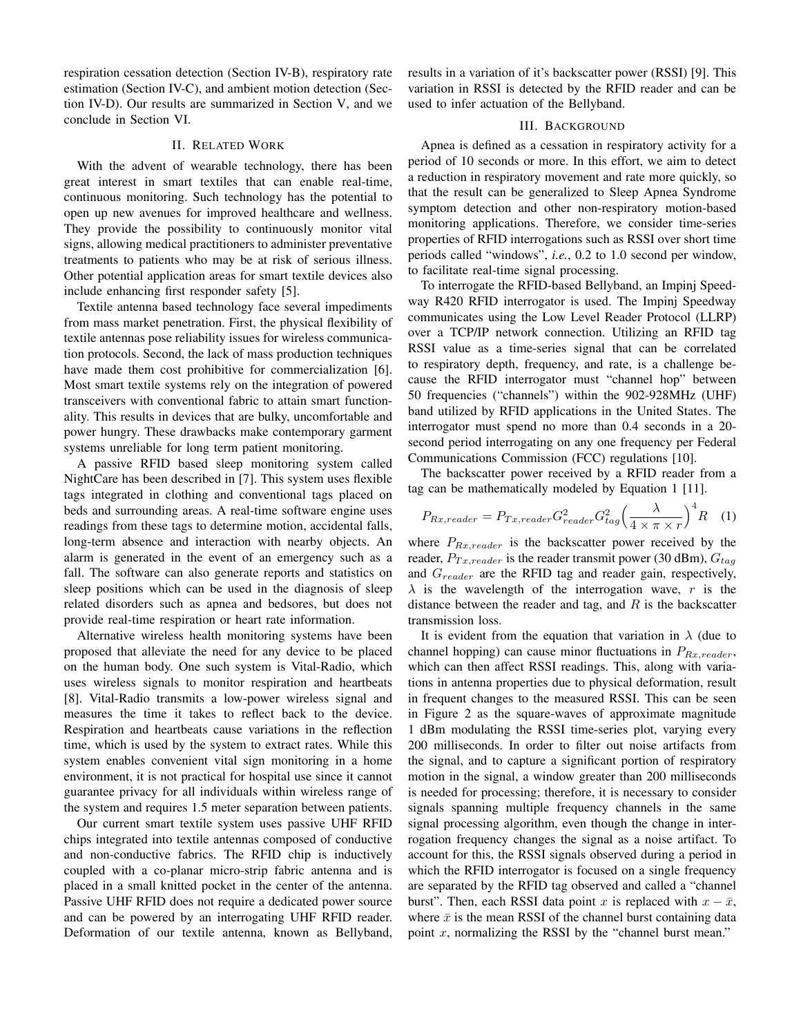respiration cessation detection (Section IV-B), respiratory rate estimation (Section IV-C), and ambient motion detection (Section IV-D). Our results are summarized in Section V, and we conclude in Section VI.

## II. Related Work

With the advent of wearable technology, there has been great interest in smart textiles that can enable real-time, continuous monitoring. Such technology has the potential to open up new avenues for improved healthcare and wellness. They provide the possibility to continuously monitor vital signs, allowing medical practitioners to administer preventative treatments to patients who may be at risk of serious illness. Other potential application areas for smart textile devices also include enhancing first responder safety [5].

Textile antenna based technology face several impediments from mass market penetration. First, the physical flexibility of textile antennas pose reliability issues for wireless communication protocols. Second, the lack of mass production techniques have made them cost prohibitive for commercialization [6]. Most smart textile systems rely on the integration of powered transceivers with conventional fabric to attain smart functionality. This results in devices that are bulky, uncomfortable and power hungry. These drawbacks make contemporary garment systems unreliable for long term patient monitoring.

A passive RFID based sleep monitoring system called NightCare has been described in [7]. This system uses flexible tags integrated in clothing and conventional tags placed on beds and surrounding areas. A real-time software engine uses readings from these tags to determine motion, accidental falls, long-term absence and interaction with nearby objects. An alarm is generated in the event of an emergency such as a fall. The software can also generate reports and statistics on sleep positions which can be used in the diagnosis of sleep related disorders such as apnea and bedsores, but does not provide real-time respiration or heart rate information.

Alternative wireless health monitoring systems have been proposed that alleviate the need for any device to be placed on the human body. One such system is Vital-Radio, which uses wireless signals to monitor respiration and heartbeats [8]. Vital-Radio transmits a low-power wireless signal and measures the time it takes to reflect back to the device. Respiration and heartbeats cause variations in the reflection time, which is used by the system to extract rates. While this system enables convenient vital sign monitoring in a home environment, it is not practical for hospital use since it cannot guarantee privacy for all individuals within wireless range of the system and requires 1.5 meter separation between patients.

Our current smart textile system uses passive UHF RFID chips integrated into textile antennas composed of conductive and non-conductive fabrics. The RFID chip is inductively coupled with a co-planar micro-strip fabric antenna and is placed in a small knitted pocket in the center of the antenna. Passive UHF RFID does not require a dedicated power source and can be powered by an interrogating UHF RFID reader. Deformation of our textile antenna, known as Bellyband, results in a variation of it's backscatter power (RSSI) [9]. This variation in RSSI is detected by the RFID reader and can be used to infer actuation of the Bellyband.

## III. Background

Apnea is defined as a cessation in respiratory activity for a period of 10 seconds or more. In this effort, we aim to detect a reduction in respiratory movement and rate more quickly, so that the result can be generalized to Sleep Apnea Syndrome symptom detection and other non-respiratory motion-based monitoring applications. Therefore, we consider time-series properties of RFID interrogations such as RSSI over short time periods called "windows", *i.e.*, 0.2 to 1.0 second per window, to facilitate real-time signal processing.

To interrogate the RFID-based Bellyband, an Impinj Speedway R420 RFID interrogator is used. The Impinj Speedway communicates using the Low Level Reader Protocol (LLRP) over a TCP/IP network connection. Utilizing an RFID tag RSSI value as a time-series signal that can be correlated to respiratory depth, frequency, and rate, is a challenge because the RFID interrogator must "channel hop" between 50 frequencies ("channels") within the 902-928MHz (UHF) band utilized by RFID applications in the United States. The interrogator must spend no more than 0.4 seconds in a 20-second period interrogating on any one frequency per Federal Communications Commission (FCC) regulations [10].

The backscatter power received by a RFID reader from a tag can be mathematically modeled by Equation 1 [11].

$$P_{Rx,reader} = P_{Tx,reader} G_{reader}^2 G_{tag}^2 \Big( \frac{\lambda}{4 \times \pi \times r} \Big)^4 R \quad (1)$$

where $P_{Rx,reader}$ is the backscatter power received by the reader, $P_{Tx,reader}$ is the reader transmit power (30 dBm), $G_{tag}$ and $G_{reader}$ are the RFID tag and reader gain, respectively, $\lambda$ is the wavelength of the interrogation wave, $r$ is the distance between the reader and tag, and $R$ is the backscatter transmission loss.

It is evident from the equation that variation in $\lambda$ (due to channel hopping) can cause minor fluctuations in $P_{Rx,reader}$, which can then affect RSSI readings. This, along with variations in antenna properties due to physical deformation, result in frequent changes to the measured RSSI. This can be seen in Figure 2 as the square-waves of approximate magnitude 1 dBm modulating the RSSI time-series plot, varying every 200 milliseconds. In order to filter out noise artifacts from the signal, and to capture a significant portion of respiratory motion in the signal, a window greater than 200 milliseconds is needed for processing; therefore, it is necessary to consider signals spanning multiple frequency channels in the same signal processing algorithm, even though the change in interrogation frequency changes the signal as a noise artifact. To account for this, the RSSI signals observed during a period in which the RFID interrogator is focused on a single frequency are separated by the RFID tag observed and called a "channel burst". Then, each RSSI data point $x$ is replaced with $x - \bar{x}$, where $\bar{x}$ is the mean RSSI of the channel burst containing data point $x$, normalizing the RSSI by the "channel burst mean."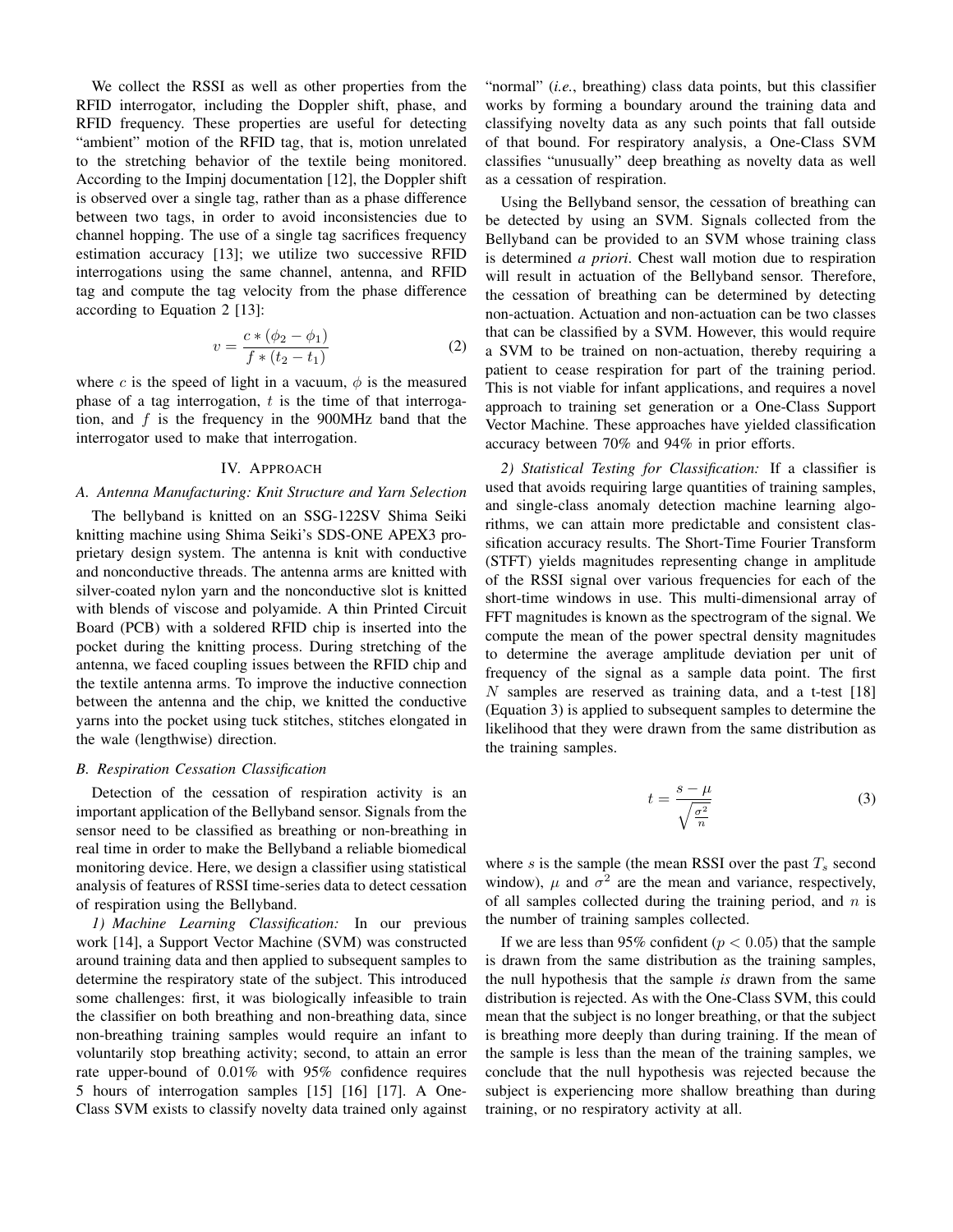We collect the RSSI as well as other properties from the RFID interrogator, including the Doppler shift, phase, and RFID frequency. These properties are useful for detecting "ambient" motion of the RFID tag, that is, motion unrelated to the stretching behavior of the textile being monitored. According to the Impinj documentation [12], the Doppler shift is observed over a single tag, rather than as a phase difference between two tags, in order to avoid inconsistencies due to channel hopping. The use of a single tag sacrifices frequency estimation accuracy [13]; we utilize two successive RFID interrogations using the same channel, antenna, and RFID tag and compute the tag velocity from the phase difference according to Equation 2 [13]:

$$v = \frac{c * (\phi_2 - \phi_1)}{f * (t_2 - t_1)} \tag{2}$$

where $c$ is the speed of light in a vacuum, $\phi$ is the measured phase of a tag interrogation, $t$ is the time of that interrogation, and $f$ is the frequency in the 900MHz band that the interrogator used to make that interrogation.

## IV. Approach

### A. Antenna Manufacturing: Knit Structure and Yarn Selection

The bellyband is knitted on an SSG-122SV Shima Seiki knitting machine using Shima Seiki's SDS-ONE APEX3 proprietary design system. The antenna is knit with conductive and nonconductive threads. The antenna arms are knitted with silver-coated nylon yarn and the nonconductive slot is knitted with blends of viscose and polyamide. A thin Printed Circuit Board (PCB) with a soldered RFID chip is inserted into the pocket during the knitting process. During stretching of the antenna, we faced coupling issues between the RFID chip and the textile antenna arms. To improve the inductive connection between the antenna and the chip, we knitted the conductive yarns into the pocket using tuck stitches, stitches elongated in the wale (lengthwise) direction.

### B. Respiration Cessation Classification

Detection of the cessation of respiration activity is an important application of the Bellyband sensor. Signals from the sensor need to be classified as breathing or non-breathing in real time in order to make the Bellyband a reliable biomedical monitoring device. Here, we design a classifier using statistical analysis of features of RSSI time-series data to detect cessation of respiration using the Bellyband.

*1) Machine Learning Classification:* In our previous work [14], a Support Vector Machine (SVM) was constructed around training data and then applied to subsequent samples to determine the respiratory state of the subject. This introduced some challenges: first, it was biologically infeasible to train the classifier on both breathing and non-breathing data, since non-breathing training samples would require an infant to voluntarily stop breathing activity; second, to attain an error rate upper-bound of 0.01% with 95% confidence requires 5 hours of interrogation samples [15] [16] [17]. A One-Class SVM exists to classify novelty data trained only against "normal" (*i.e.*, breathing) class data points, but this classifier works by forming a boundary around the training data and classifying novelty data as any such points that fall outside of that bound. For respiratory analysis, a One-Class SVM classifies "unusually" deep breathing as novelty data as well as a cessation of respiration.

Using the Bellyband sensor, the cessation of breathing can be detected by using an SVM. Signals collected from the Bellyband can be provided to an SVM whose training class is determined *a priori*. Chest wall motion due to respiration will result in actuation of the Bellyband sensor. Therefore, the cessation of breathing can be determined by detecting non-actuation. Actuation and non-actuation can be two classes that can be classified by a SVM. However, this would require a SVM to be trained on non-actuation, thereby requiring a patient to cease respiration for part of the training period. This is not viable for infant applications, and requires a novel approach to training set generation or a One-Class Support Vector Machine. These approaches have yielded classification accuracy between 70% and 94% in prior efforts.

*2) Statistical Testing for Classification:* If a classifier is used that avoids requiring large quantities of training samples, and single-class anomaly detection machine learning algorithms, we can attain more predictable and consistent classification accuracy results. The Short-Time Fourier Transform (STFT) yields magnitudes representing change in amplitude of the RSSI signal over various frequencies for each of the short-time windows in use. This multi-dimensional array of FFT magnitudes is known as the spectrogram of the signal. We compute the mean of the power spectral density magnitudes to determine the average amplitude deviation per unit of frequency of the signal as a sample data point. The first $N$ samples are reserved as training data, and a t-test [18] (Equation 3) is applied to subsequent samples to determine the likelihood that they were drawn from the same distribution as the training samples.

$$t = \frac{s - \mu}{\sqrt{\frac{\sigma^2}{n}}} \tag{3}$$

where $s$ is the sample (the mean RSSI over the past $T_s$ second window), $\mu$ and $\sigma^2$ are the mean and variance, respectively, of all samples collected during the training period, and $n$ is the number of training samples collected.

If we are less than 95% confident ($p < 0.05$) that the sample is drawn from the same distribution as the training samples, the null hypothesis that the sample *is* drawn from the same distribution is rejected. As with the One-Class SVM, this could mean that the subject is no longer breathing, or that the subject is breathing more deeply than during training. If the mean of the sample is less than the mean of the training samples, we conclude that the null hypothesis was rejected because the subject is experiencing more shallow breathing than during training, or no respiratory activity at all.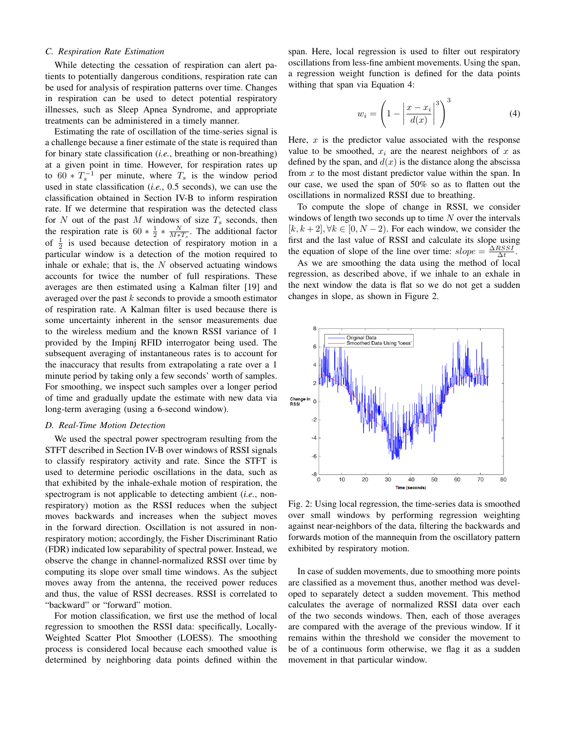### C. Respiration Rate Estimation

While detecting the cessation of respiration can alert patients to potentially dangerous conditions, respiration rate can be used for analysis of respiration patterns over time. Changes in respiration can be used to detect potential respiratory illnesses, such as Sleep Apnea Syndrome, and appropriate treatments can be administered in a timely manner.

Estimating the rate of oscillation of the time-series signal is a challenge because a finer estimate of the state is required than for binary state classification (*i.e.*, breathing or non-breathing) at a given point in time. However, for respiration rates up to $60 * T_s^{-1}$ per minute, where $T_s$ is the window period used in state classification (*i.e.*, 0.5 seconds), we can use the classification obtained in Section IV-B to inform respiration rate. If we determine that respiration was the detected class for $N$ out of the past $M$ windows of size $T_s$ seconds, then the respiration rate is $60 * \frac{1}{2} * \frac{N}{M * T_s}$. The additional factor of $\frac{1}{2}$ is used because detection of respiratory motion in a particular window is a detection of the motion required to inhale or exhale; that is, the $N$ observed actuating windows accounts for twice the number of full respirations. These averages are then estimated using a Kalman filter [19] and averaged over the past $k$ seconds to provide a smooth estimator of respiration rate. A Kalman filter is used because there is some uncertainty inherent in the sensor measurements due to the wireless medium and the known RSSI variance of 1 provided by the Impinj RFID interrogator being used. The subsequent averaging of instantaneous rates is to account for the inaccuracy that results from extrapolating a rate over a 1 minute period by taking only a few seconds' worth of samples. For smoothing, we inspect such samples over a longer period of time and gradually update the estimate with new data via long-term averaging (using a 6-second window).

### D. Real-Time Motion Detection

We used the spectral power spectrogram resulting from the STFT described in Section IV-B over windows of RSSI signals to classify respiratory activity and rate. Since the STFT is used to determine periodic oscillations in the data, such as that exhibited by the inhale-exhale motion of respiration, the spectrogram is not applicable to detecting ambient (*i.e.*, non-respiratory) motion as the RSSI reduces when the subject moves backwards and increases when the subject moves in the forward direction. Oscillation is not assured in non-respiratory motion; accordingly, the Fisher Discriminant Ratio (FDR) indicated low separability of spectral power. Instead, we observe the change in channel-normalized RSSI over time by computing its slope over small time windows. As the subject moves away from the antenna, the received power reduces and thus, the value of RSSI decreases. RSSI is correlated to "backward" or "forward" motion.

For motion classification, we first use the method of local regression to smoothen the RSSI data: specifically, Locally-Weighted Scatter Plot Smoother (LOESS). The smoothing process is considered local because each smoothed value is determined by neighboring data points defined within the span. Here, local regression is used to filter out respiratory oscillations from less-fine ambient movements. Using the span, a regression weight function is defined for the data points withing that span via Equation 4:

$$w_i = \left(1 - \left|\frac{x - x_i}{d(x)}\right|^3\right)^3 \tag{4}$$

Here, $x$ is the predictor value associated with the response value to be smoothed, $x_i$ are the nearest neighbors of $x$ as defined by the span, and $d(x)$ is the distance along the abscissa from $x$ to the most distant predictor value within the span. In our case, we used the span of 50% so as to flatten out the oscillations in normalized RSSI due to breathing.

To compute the slope of change in RSSI, we consider windows of length two seconds up to time $N$ over the intervals $[k, k+2], \forall k \in [0, N-2)$. For each window, we consider the first and the last value of RSSI and calculate its slope using the equation of slope of the line over time: $slope = \frac{\Delta RSSI}{\Delta t}$.

As we are smoothing the data using the method of local regression, as described above, if we inhale to an exhale in the next window the data is flat so we do not get a sudden changes in slope, as shown in Figure 2.

Fig. 2: Using local regression, the time-series data is smoothed over small windows by performing regression weighting against near-neighbors of the data, filtering the backwards and forwards motion of the mannequin from the oscillatory pattern exhibited by respiratory motion.

In case of sudden movements, due to smoothing more points are classified as a movement thus, another method was developed to separately detect a sudden movement. This method calculates the average of normalized RSSI data over each of the two seconds windows. Then, each of those averages are compared with the average of the previous window. If it remains within the threshold we consider the movement to be of a continuous form otherwise, we flag it as a sudden movement in that particular window.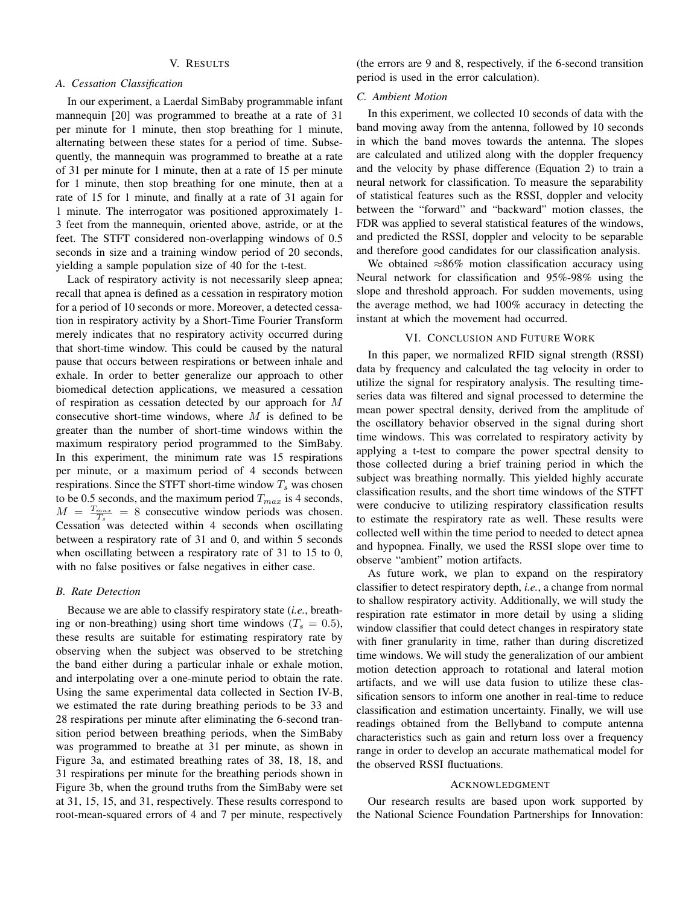## V. Results

### A. Cessation Classification

In our experiment, a Laerdal SimBaby programmable infant mannequin [20] was programmed to breathe at a rate of 31 per minute for 1 minute, then stop breathing for 1 minute, alternating between these states for a period of time. Subsequently, the mannequin was programmed to breathe at a rate of 31 per minute for 1 minute, then at a rate of 15 per minute for 1 minute, then stop breathing for one minute, then at a rate of 15 for 1 minute, and finally at a rate of 31 again for 1 minute. The interrogator was positioned approximately 1-3 feet from the mannequin, oriented above, astride, or at the feet. The STFT considered non-overlapping windows of 0.5 seconds in size and a training window period of 20 seconds, yielding a sample population size of 40 for the t-test.

Lack of respiratory activity is not necessarily sleep apnea; recall that apnea is defined as a cessation in respiratory motion for a period of 10 seconds or more. Moreover, a detected cessation in respiratory activity by a Short-Time Fourier Transform merely indicates that no respiratory activity occurred during that short-time window. This could be caused by the natural pause that occurs between respirations or between inhale and exhale. In order to better generalize our approach to other biomedical detection applications, we measured a cessation of respiration as cessation detected by our approach for $M$ consecutive short-time windows, where $M$ is defined to be greater than the number of short-time windows within the maximum respiratory period programmed to the SimBaby. In this experiment, the minimum rate was 15 respirations per minute, or a maximum period of 4 seconds between respirations. Since the STFT short-time window $T_s$ was chosen to be 0.5 seconds, and the maximum period $T_{max}$ is 4 seconds, $M = \frac{T_{max}}{T_s} = 8$ consecutive window periods was chosen. Cessation was detected within 4 seconds when oscillating between a respiratory rate of 31 and 0, and within 5 seconds when oscillating between a respiratory rate of 31 to 15 to 0, with no false positives or false negatives in either case.

### B. Rate Detection

Because we are able to classify respiratory state (*i.e.*, breathing or non-breathing) using short time windows ($T_s = 0.5$), these results are suitable for estimating respiratory rate by observing when the subject was observed to be stretching the band either during a particular inhale or exhale motion, and interpolating over a one-minute period to obtain the rate. Using the same experimental data collected in Section IV-B, we estimated the rate during breathing periods to be 33 and 28 respirations per minute after eliminating the 6-second transition period between breathing periods, when the SimBaby was programmed to breathe at 31 per minute, as shown in Figure 3a, and estimated breathing rates of 38, 18, 18, and 31 respirations per minute for the breathing periods shown in Figure 3b, when the ground truths from the SimBaby were set at 31, 15, 15, and 31, respectively. These results correspond to root-mean-squared errors of 4 and 7 per minute, respectively (the errors are 9 and 8, respectively, if the 6-second transition period is used in the error calculation).

### C. Ambient Motion

In this experiment, we collected 10 seconds of data with the band moving away from the antenna, followed by 10 seconds in which the band moves towards the antenna. The slopes are calculated and utilized along with the doppler frequency and the velocity by phase difference (Equation 2) to train a neural network for classification. To measure the separability of statistical features such as the RSSI, doppler and velocity between the "forward" and "backward" motion classes, the FDR was applied to several statistical features of the windows, and predicted the RSSI, doppler and velocity to be separable and therefore good candidates for our classification analysis.

We obtained $\approx$86% motion classification accuracy using Neural network for classification and 95%-98% using the slope and threshold approach. For sudden movements, using the average method, we had 100% accuracy in detecting the instant at which the movement had occurred.

## VI. Conclusion and Future Work

In this paper, we normalized RFID signal strength (RSSI) data by frequency and calculated the tag velocity in order to utilize the signal for respiratory analysis. The resulting time-series data was filtered and signal processed to determine the mean power spectral density, derived from the amplitude of the oscillatory behavior observed in the signal during short time windows. This was correlated to respiratory activity by applying a t-test to compare the power spectral density to those collected during a brief training period in which the subject was breathing normally. This yielded highly accurate classification results, and the short time windows of the STFT were conducive to utilizing respiratory classification results to estimate the respiratory rate as well. These results were collected well within the time period to needed to detect apnea and hypopnea. Finally, we used the RSSI slope over time to observe "ambient" motion artifacts.

As future work, we plan to expand on the respiratory classifier to detect respiratory depth, *i.e.*, a change from normal to shallow respiratory activity. Additionally, we will study the respiration rate estimator in more detail by using a sliding window classifier that could detect changes in respiratory state with finer granularity in time, rather than during discretized time windows. We will study the generalization of our ambient motion detection approach to rotational and lateral motion artifacts, and we will use data fusion to utilize these classification sensors to inform one another in real-time to reduce classification and estimation uncertainty. Finally, we will use readings obtained from the Bellyband to compute antenna characteristics such as gain and return loss over a frequency range in order to develop an accurate mathematical model for the observed RSSI fluctuations.

## Acknowledgment

Our research results are based upon work supported by the National Science Foundation Partnerships for Innovation: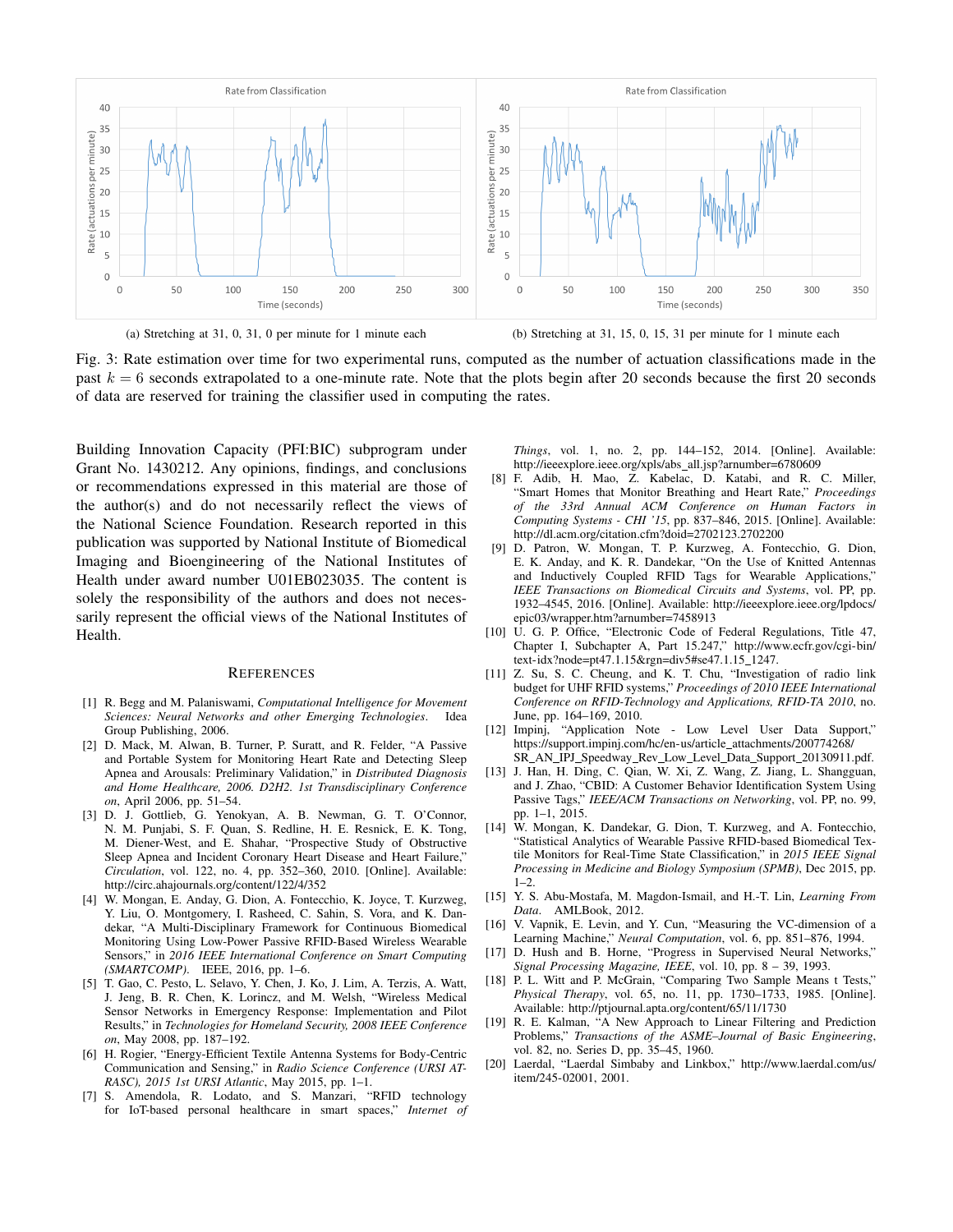Rate from Classification

Rate (actuations per minute)

40
35
30
25
20
15
10
5
0

0 50 100 150 200 250 300

Time (seconds)

(a) Stretching at 31, 0, 31, 0 per minute for 1 minute each

Rate from Classification

Rate (actuations per minute)

40
35
30
25
20
15
10
5
0

0 50 100 150 200 250 300 350

Time (seconds)

(b) Stretching at 31, 15, 0, 15, 31 per minute for 1 minute each

Fig. 3: Rate estimation over time for two experimental runs, computed as the number of actuation classifications made in the past $k = 6$ seconds extrapolated to a one-minute rate. Note that the plots begin after 20 seconds because the first 20 seconds of data are reserved for training the classifier used in computing the rates.

Building Innovation Capacity (PFI:BIC) subprogram under Grant No. 1430212. Any opinions, findings, and conclusions or recommendations expressed in this material are those of the author(s) and do not necessarily reflect the views of the National Science Foundation. Research reported in this publication was supported by National Institute of Biomedical Imaging and Bioengineering of the National Institutes of Health under award number U01EB023035. The content is solely the responsibility of the authors and does not necessarily represent the official views of the National Institutes of Health.

## References

[1] R. Begg and M. Palaniswami, *Computational Intelligence for Movement Sciences: Neural Networks and other Emerging Technologies*. Idea Group Publishing, 2006.

[2] D. Mack, M. Alwan, B. Turner, P. Suratt, and R. Felder, "A Passive and Portable System for Monitoring Heart Rate and Detecting Sleep Apnea and Arousals: Preliminary Validation," in *Distributed Diagnosis and Home Healthcare, 2006. D2H2. 1st Transdisciplinary Conference on*, April 2006, pp. 51–54.

[3] D. J. Gottlieb, G. Yenokyan, A. B. Newman, G. T. O'Connor, N. M. Punjabi, S. F. Quan, S. Redline, H. E. Resnick, E. K. Tong, M. Diener-West, and E. Shahar, "Prospective Study of Obstructive Sleep Apnea and Incident Coronary Heart Disease and Heart Failure," *Circulation*, vol. 122, no. 4, pp. 352–360, 2010. [Online]. Available: http://circ.ahajournals.org/content/122/4/352

[4] W. Mongan, E. Anday, G. Dion, A. Fontecchio, K. Joyce, T. Kurzweg, Y. Liu, O. Montgomery, I. Rasheed, C. Sahin, S. Vora, and K. Dandekar, "A Multi-Disciplinary Framework for Continuous Biomedical Monitoring Using Low-Power Passive RFID-Based Wireless Wearable Sensors," in *2016 IEEE International Conference on Smart Computing (SMARTCOMP)*. IEEE, 2016, pp. 1–6.

[5] T. Gao, C. Pesto, L. Selavo, Y. Chen, J. Ko, J. Lim, A. Terzis, A. Watt, J. Jeng, B. R. Chen, K. Lorincz, and M. Welsh, "Wireless Medical Sensor Networks in Emergency Response: Implementation and Pilot Results," in *Technologies for Homeland Security, 2008 IEEE Conference on*, May 2008, pp. 187–192.

[6] H. Rogier, "Energy-Efficient Textile Antenna Systems for Body-Centric Communication and Sensing," in *Radio Science Conference (URSI AT-RASC), 2015 1st URSI Atlantic*, May 2015, pp. 1–1.

[7] S. Amendola, R. Lodato, and S. Manzari, "RFID technology for IoT-based personal healthcare in smart spaces," *Internet of Things*, vol. 1, no. 2, pp. 144–152, 2014. [Online]. Available: http://ieeexplore.ieee.org/xpls/abs_all.jsp?arnumber=6780609

[8] F. Adib, H. Mao, Z. Kabelac, D. Katabi, and R. C. Miller, "Smart Homes that Monitor Breathing and Heart Rate," *Proceedings of the 33rd Annual ACM Conference on Human Factors in Computing Systems - CHI '15*, pp. 837–846, 2015. [Online]. Available: http://dl.acm.org/citation.cfm?doid=2702123.2702200

[9] D. Patron, W. Mongan, T. P. Kurzweg, A. Fontecchio, G. Dion, E. K. Anday, and K. R. Dandekar, "On the Use of Knitted Antennas and Inductively Coupled RFID Tags for Wearable Applications," *IEEE Transactions on Biomedical Circuits and Systems*, vol. PP, pp. 1932–4545, 2016. [Online]. Available: http://ieeexplore.ieee.org/lpdocs/epic03/wrapper.htm?arnumber=7458913

[10] U. G. P. Office, "Electronic Code of Federal Regulations, Title 47, Chapter I, Subchapter A, Part 15.247," http://www.ecfr.gov/cgi-bin/text-idx?node=pt47.1.15&rgn=div5#se47.1.15_1247.

[11] Z. Su, S. C. Cheung, and K. T. Chu, "Investigation of radio link budget for UHF RFID systems," *Proceedings of 2010 IEEE International Conference on RFID-Technology and Applications, RFID-TA 2010*, no. June, pp. 164–169, 2010.

[12] Impinj, "Application Note - Low Level User Data Support," https://support.impinj.com/hc/en-us/article_attachments/200774268/SR_AN_IPJ_Speedway_Rev_Low_Level_Data_Support_20130911.pdf.

[13] J. Han, H. Ding, C. Qian, W. Xi, Z. Wang, Z. Jiang, L. Shangguan, and J. Zhao, "CBID: A Customer Behavior Identification System Using Passive Tags," *IEEE/ACM Transactions on Networking*, vol. PP, no. 99, pp. 1–1, 2015.

[14] W. Mongan, K. Dandekar, G. Dion, T. Kurzweg, and A. Fontecchio, "Statistical Analytics of Wearable Passive RFID-based Biomedical Textile Monitors for Real-Time State Classification," in *2015 IEEE Signal Processing in Medicine and Biology Symposium (SPMB)*, Dec 2015, pp. 1–2.

[15] Y. S. Abu-Mostafa, M. Magdon-Ismail, and H.-T. Lin, *Learning From Data*. AMLBook, 2012.

[16] V. Vapnik, E. Levin, and Y. Cun, "Measuring the VC-dimension of a Learning Machine," *Neural Computation*, vol. 6, pp. 851–876, 1994.

[17] D. Hush and B. Horne, "Progress in Supervised Neural Networks," *Signal Processing Magazine, IEEE*, vol. 10, pp. 8 – 39, 1993.

[18] P. L. Witt and P. McGrain, "Comparing Two Sample Means t Tests," *Physical Therapy*, vol. 65, no. 11, pp. 1730–1733, 1985. [Online]. Available: http://ptjournal.apta.org/content/65/11/1730

[19] R. E. Kalman, "A New Approach to Linear Filtering and Prediction Problems," *Transactions of the ASME–Journal of Basic Engineering*, vol. 82, no. Series D, pp. 35–45, 1960.

[20] Laerdal, "Laerdal Simbaby and Linkbox," http://www.laerdal.com/us/item/245-02001, 2001.